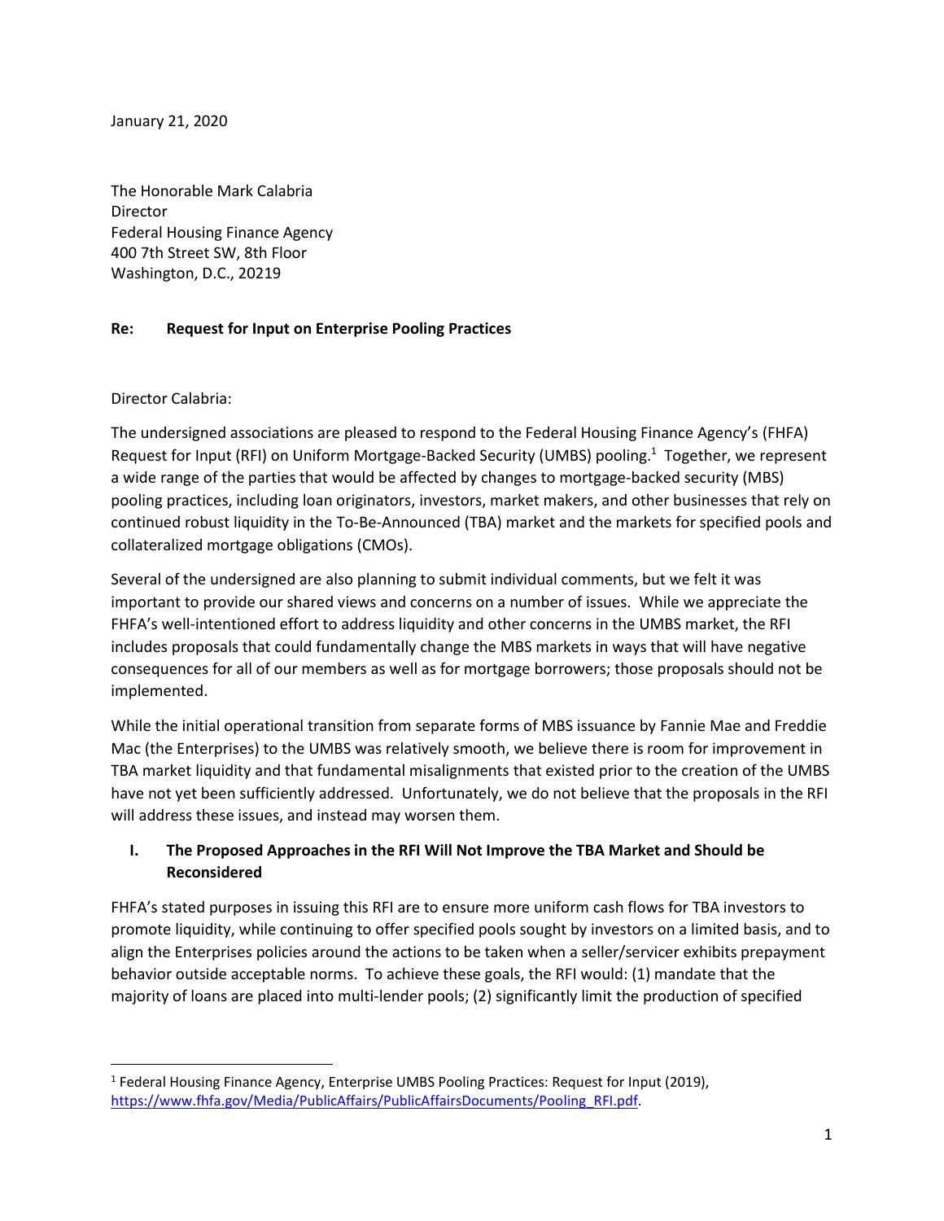January 21, 2020

The Honorable Mark Calabria
Director
Federal Housing Finance Agency
400 7th Street SW, 8th Floor
Washington, D.C., 20219

**Re: Request for Input on Enterprise Pooling Practices**

Director Calabria:

The undersigned associations are pleased to respond to the Federal Housing Finance Agency's (FHFA) Request for Input (RFI) on Uniform Mortgage-Backed Security (UMBS) pooling.[1] Together, we represent a wide range of the parties that would be affected by changes to mortgage-backed security (MBS) pooling practices, including loan originators, investors, market makers, and other businesses that rely on continued robust liquidity in the To-Be-Announced (TBA) market and the markets for specified pools and collateralized mortgage obligations (CMOs).

Several of the undersigned are also planning to submit individual comments, but we felt it was important to provide our shared views and concerns on a number of issues. While we appreciate the FHFA's well-intentioned effort to address liquidity and other concerns in the UMBS market, the RFI includes proposals that could fundamentally change the MBS markets in ways that will have negative consequences for all of our members as well as for mortgage borrowers; those proposals should not be implemented.

While the initial operational transition from separate forms of MBS issuance by Fannie Mae and Freddie Mac (the Enterprises) to the UMBS was relatively smooth, we believe there is room for improvement in TBA market liquidity and that fundamental misalignments that existed prior to the creation of the UMBS have not yet been sufficiently addressed. Unfortunately, we do not believe that the proposals in the RFI will address these issues, and instead may worsen them.

## I. The Proposed Approaches in the RFI Will Not Improve the TBA Market and Should be Reconsidered

FHFA's stated purposes in issuing this RFI are to ensure more uniform cash flows for TBA investors to promote liquidity, while continuing to offer specified pools sought by investors on a limited basis, and to align the Enterprises policies around the actions to be taken when a seller/servicer exhibits prepayment behavior outside acceptable norms. To achieve these goals, the RFI would: (1) mandate that the majority of loans are placed into multi-lender pools; (2) significantly limit the production of specified

[1] Federal Housing Finance Agency, Enterprise UMBS Pooling Practices: Request for Input (2019), https://www.fhfa.gov/Media/PublicAffairs/PublicAffairsDocuments/Pooling_RFI.pdf.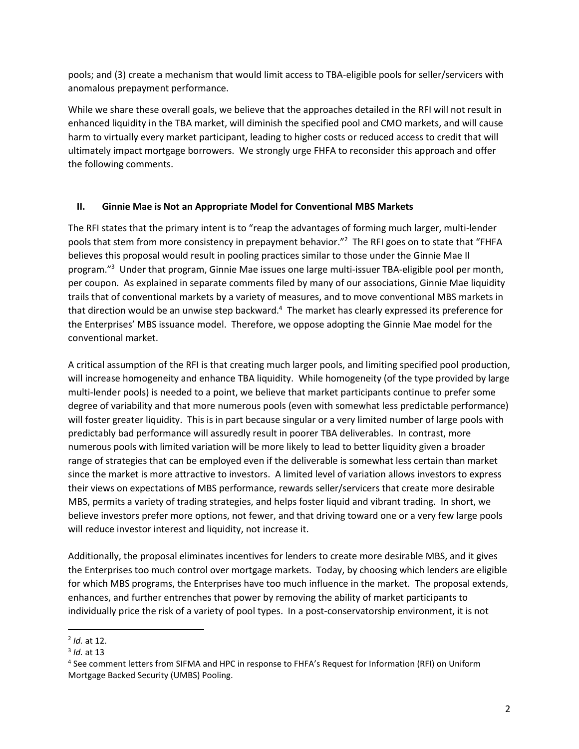pools; and (3) create a mechanism that would limit access to TBA-eligible pools for seller/servicers with anomalous prepayment performance.

While we share these overall goals, we believe that the approaches detailed in the RFI will not result in enhanced liquidity in the TBA market, will diminish the specified pool and CMO markets, and will cause harm to virtually every market participant, leading to higher costs or reduced access to credit that will ultimately impact mortgage borrowers. We strongly urge FHFA to reconsider this approach and offer the following comments.

## II. Ginnie Mae is Not an Appropriate Model for Conventional MBS Markets

The RFI states that the primary intent is to "reap the advantages of forming much larger, multi-lender pools that stem from more consistency in prepayment behavior."[2] The RFI goes on to state that "FHFA believes this proposal would result in pooling practices similar to those under the Ginnie Mae II program."[3] Under that program, Ginnie Mae issues one large multi-issuer TBA-eligible pool per month, per coupon. As explained in separate comments filed by many of our associations, Ginnie Mae liquidity trails that of conventional markets by a variety of measures, and to move conventional MBS markets in that direction would be an unwise step backward.[4] The market has clearly expressed its preference for the Enterprises' MBS issuance model. Therefore, we oppose adopting the Ginnie Mae model for the conventional market.

A critical assumption of the RFI is that creating much larger pools, and limiting specified pool production, will increase homogeneity and enhance TBA liquidity. While homogeneity (of the type provided by large multi-lender pools) is needed to a point, we believe that market participants continue to prefer some degree of variability and that more numerous pools (even with somewhat less predictable performance) will foster greater liquidity. This is in part because singular or a very limited number of large pools with predictably bad performance will assuredly result in poorer TBA deliverables. In contrast, more numerous pools with limited variation will be more likely to lead to better liquidity given a broader range of strategies that can be employed even if the deliverable is somewhat less certain than market since the market is more attractive to investors. A limited level of variation allows investors to express their views on expectations of MBS performance, rewards seller/servicers that create more desirable MBS, permits a variety of trading strategies, and helps foster liquid and vibrant trading. In short, we believe investors prefer more options, not fewer, and that driving toward one or a very few large pools will reduce investor interest and liquidity, not increase it.

Additionally, the proposal eliminates incentives for lenders to create more desirable MBS, and it gives the Enterprises too much control over mortgage markets. Today, by choosing which lenders are eligible for which MBS programs, the Enterprises have too much influence in the market. The proposal extends, enhances, and further entrenches that power by removing the ability of market participants to individually price the risk of a variety of pool types. In a post-conservatorship environment, it is not

---

[2] *Id.* at 12.

[3] *Id.* at 13

[4] See comment letters from SIFMA and HPC in response to FHFA's Request for Information (RFI) on Uniform Mortgage Backed Security (UMBS) Pooling.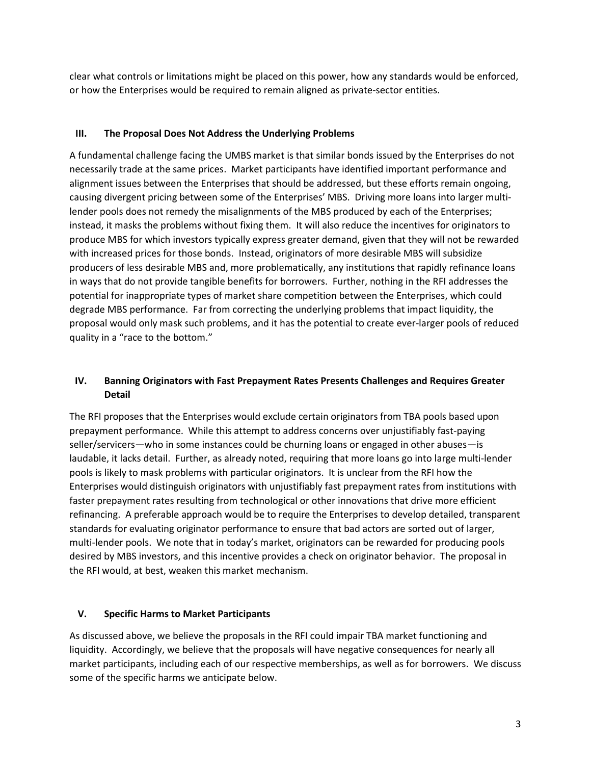clear what controls or limitations might be placed on this power, how any standards would be enforced, or how the Enterprises would be required to remain aligned as private-sector entities.

## III. The Proposal Does Not Address the Underlying Problems

A fundamental challenge facing the UMBS market is that similar bonds issued by the Enterprises do not necessarily trade at the same prices. Market participants have identified important performance and alignment issues between the Enterprises that should be addressed, but these efforts remain ongoing, causing divergent pricing between some of the Enterprises' MBS. Driving more loans into larger multi-lender pools does not remedy the misalignments of the MBS produced by each of the Enterprises; instead, it masks the problems without fixing them. It will also reduce the incentives for originators to produce MBS for which investors typically express greater demand, given that they will not be rewarded with increased prices for those bonds. Instead, originators of more desirable MBS will subsidize producers of less desirable MBS and, more problematically, any institutions that rapidly refinance loans in ways that do not provide tangible benefits for borrowers. Further, nothing in the RFI addresses the potential for inappropriate types of market share competition between the Enterprises, which could degrade MBS performance. Far from correcting the underlying problems that impact liquidity, the proposal would only mask such problems, and it has the potential to create ever-larger pools of reduced quality in a "race to the bottom."

## IV. Banning Originators with Fast Prepayment Rates Presents Challenges and Requires Greater Detail

The RFI proposes that the Enterprises would exclude certain originators from TBA pools based upon prepayment performance. While this attempt to address concerns over unjustifiably fast-paying seller/servicers—who in some instances could be churning loans or engaged in other abuses—is laudable, it lacks detail. Further, as already noted, requiring that more loans go into large multi-lender pools is likely to mask problems with particular originators. It is unclear from the RFI how the Enterprises would distinguish originators with unjustifiably fast prepayment rates from institutions with faster prepayment rates resulting from technological or other innovations that drive more efficient refinancing. A preferable approach would be to require the Enterprises to develop detailed, transparent standards for evaluating originator performance to ensure that bad actors are sorted out of larger, multi-lender pools. We note that in today's market, originators can be rewarded for producing pools desired by MBS investors, and this incentive provides a check on originator behavior. The proposal in the RFI would, at best, weaken this market mechanism.

## V. Specific Harms to Market Participants

As discussed above, we believe the proposals in the RFI could impair TBA market functioning and liquidity. Accordingly, we believe that the proposals will have negative consequences for nearly all market participants, including each of our respective memberships, as well as for borrowers. We discuss some of the specific harms we anticipate below.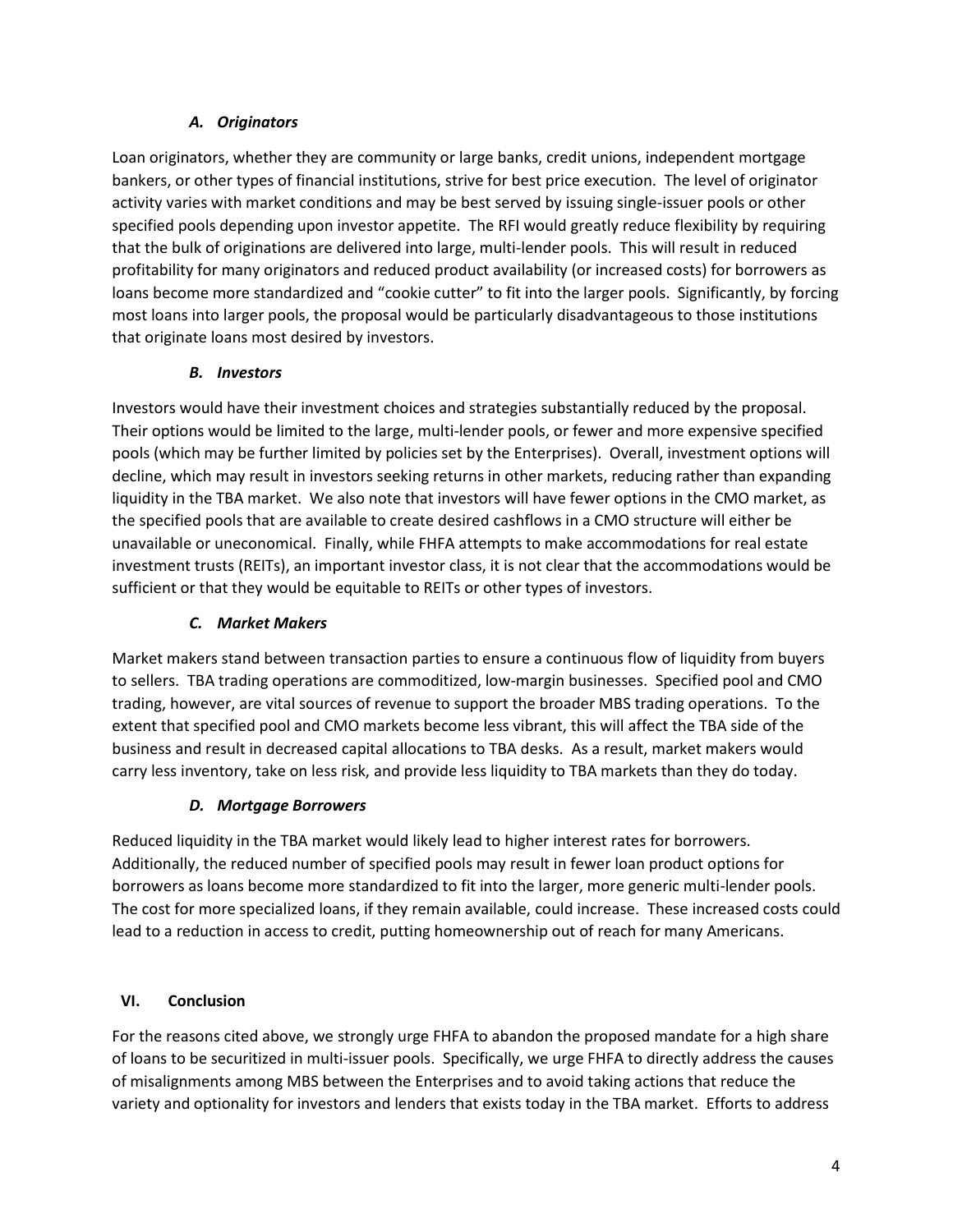### *A. Originators*

Loan originators, whether they are community or large banks, credit unions, independent mortgage bankers, or other types of financial institutions, strive for best price execution. The level of originator activity varies with market conditions and may be best served by issuing single-issuer pools or other specified pools depending upon investor appetite. The RFI would greatly reduce flexibility by requiring that the bulk of originations are delivered into large, multi-lender pools. This will result in reduced profitability for many originators and reduced product availability (or increased costs) for borrowers as loans become more standardized and "cookie cutter" to fit into the larger pools. Significantly, by forcing most loans into larger pools, the proposal would be particularly disadvantageous to those institutions that originate loans most desired by investors.

### *B. Investors*

Investors would have their investment choices and strategies substantially reduced by the proposal. Their options would be limited to the large, multi-lender pools, or fewer and more expensive specified pools (which may be further limited by policies set by the Enterprises). Overall, investment options will decline, which may result in investors seeking returns in other markets, reducing rather than expanding liquidity in the TBA market. We also note that investors will have fewer options in the CMO market, as the specified pools that are available to create desired cashflows in a CMO structure will either be unavailable or uneconomical. Finally, while FHFA attempts to make accommodations for real estate investment trusts (REITs), an important investor class, it is not clear that the accommodations would be sufficient or that they would be equitable to REITs or other types of investors.

### *C. Market Makers*

Market makers stand between transaction parties to ensure a continuous flow of liquidity from buyers to sellers. TBA trading operations are commoditized, low-margin businesses. Specified pool and CMO trading, however, are vital sources of revenue to support the broader MBS trading operations. To the extent that specified pool and CMO markets become less vibrant, this will affect the TBA side of the business and result in decreased capital allocations to TBA desks. As a result, market makers would carry less inventory, take on less risk, and provide less liquidity to TBA markets than they do today.

### *D. Mortgage Borrowers*

Reduced liquidity in the TBA market would likely lead to higher interest rates for borrowers. Additionally, the reduced number of specified pools may result in fewer loan product options for borrowers as loans become more standardized to fit into the larger, more generic multi-lender pools. The cost for more specialized loans, if they remain available, could increase. These increased costs could lead to a reduction in access to credit, putting homeownership out of reach for many Americans.

## VI. Conclusion

For the reasons cited above, we strongly urge FHFA to abandon the proposed mandate for a high share of loans to be securitized in multi-issuer pools. Specifically, we urge FHFA to directly address the causes of misalignments among MBS between the Enterprises and to avoid taking actions that reduce the variety and optionality for investors and lenders that exists today in the TBA market. Efforts to address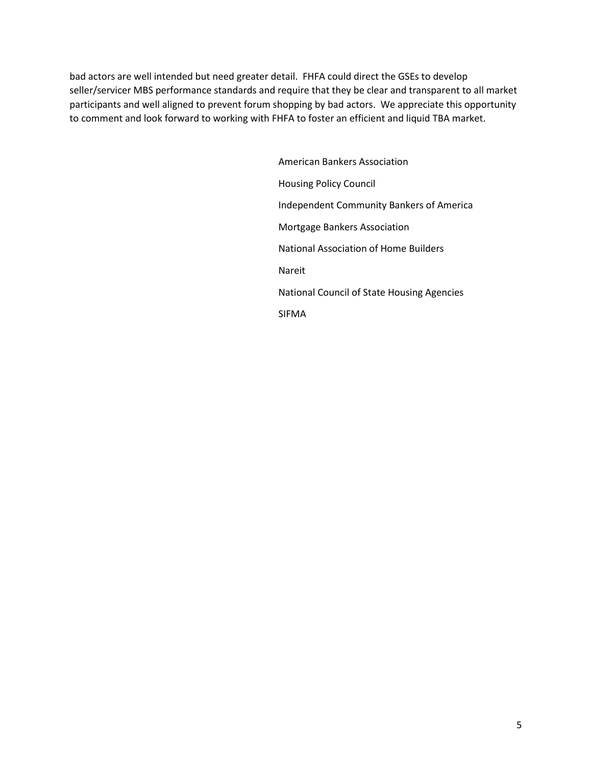bad actors are well intended but need greater detail. FHFA could direct the GSEs to develop seller/servicer MBS performance standards and require that they be clear and transparent to all market participants and well aligned to prevent forum shopping by bad actors. We appreciate this opportunity to comment and look forward to working with FHFA to foster an efficient and liquid TBA market.

American Bankers Association

Housing Policy Council

Independent Community Bankers of America

Mortgage Bankers Association

National Association of Home Builders

Nareit

National Council of State Housing Agencies

SIFMA